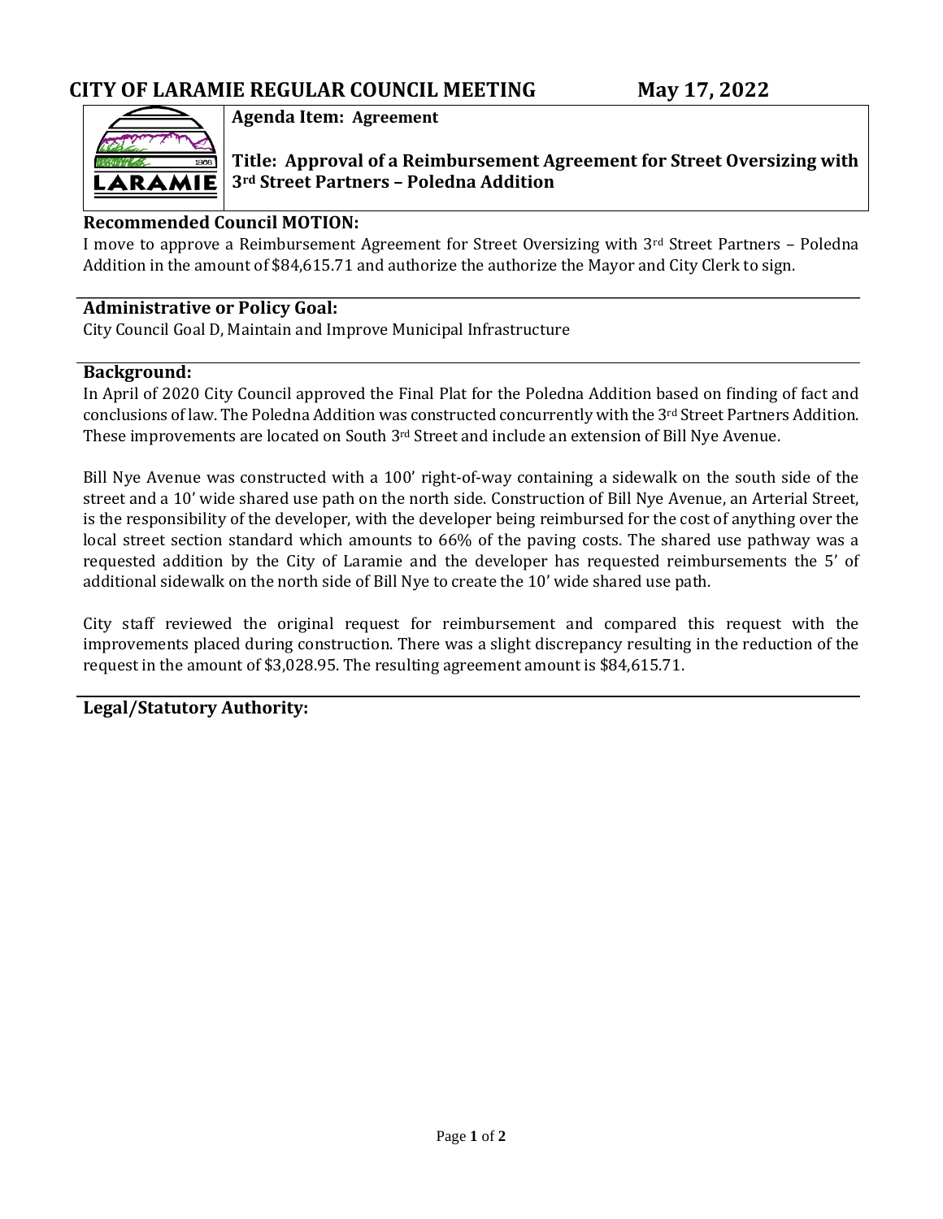# CITY OF LARAMIE REGULAR COUNCIL MEETING May 17, 2022

**Agenda Item: Agreement**

**Title: Approval of a Reimbursement Agreement for Street Oversizing with 3rd Street Partners – Poledna Addition**

## Recommended Council MOTION:

I move to approve a Reimbursement Agreement for Street Oversizing with 3rd Street Partners – Poledna Addition in the amount of $84,615.71 and authorize the authorize the Mayor and City Clerk to sign.

## Administrative or Policy Goal:

City Council Goal D, Maintain and Improve Municipal Infrastructure

## Background:

In April of 2020 City Council approved the Final Plat for the Poledna Addition based on finding of fact and conclusions of law. The Poledna Addition was constructed concurrently with the 3rd Street Partners Addition. These improvements are located on South 3rd Street and include an extension of Bill Nye Avenue.

Bill Nye Avenue was constructed with a 100' right-of-way containing a sidewalk on the south side of the street and a 10' wide shared use path on the north side. Construction of Bill Nye Avenue, an Arterial Street, is the responsibility of the developer, with the developer being reimbursed for the cost of anything over the local street section standard which amounts to 66% of the paving costs. The shared use pathway was a requested addition by the City of Laramie and the developer has requested reimbursements the 5' of additional sidewalk on the north side of Bill Nye to create the 10' wide shared use path.

City staff reviewed the original request for reimbursement and compared this request with the improvements placed during construction. There was a slight discrepancy resulting in the reduction of the request in the amount of $3,028.95. The resulting agreement amount is $84,615.71.

## Legal/Statutory Authority: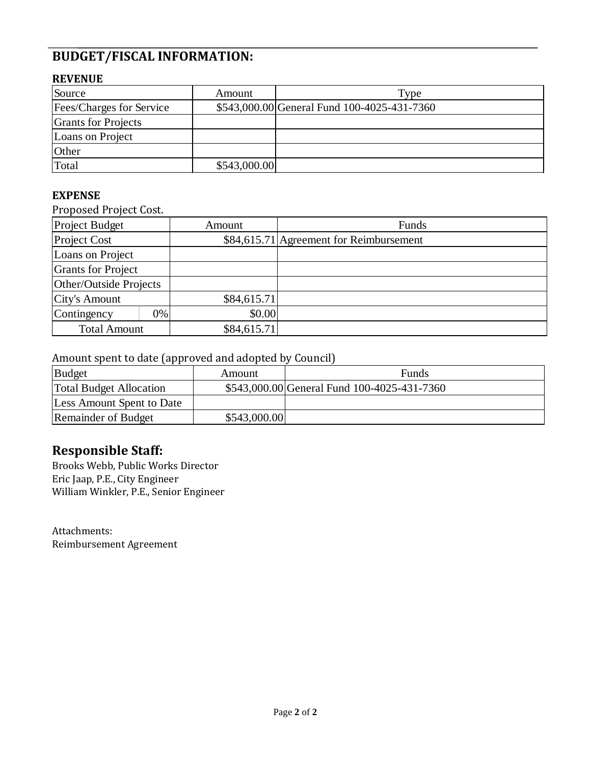## BUDGET/FISCAL INFORMATION:

**REVENUE**

| Source | Amount | Type |
|---|---|---|
| Fees/Charges for Service | $543,000.00 | General Fund 100-4025-431-7360 |
| Grants for Projects | | |
| Loans on Project | | |
| Other | | |
| Total | $543,000.00 | |

**EXPENSE**

Proposed Project Cost.

| Project Budget | | Amount | Funds |
|---|---|---|---|
| Project Cost | | $84,615.71 | Agreement for Reimbursement |
| Loans on Project | | | |
| Grants for Project | | | |
| Other/Outside Projects | | | |
| City's Amount | | $84,615.71 | |
| Contingency | 0% | $0.00 | |
| Total Amount | | $84,615.71 | |

Amount spent to date (approved and adopted by Council)

| Budget | Amount | Funds |
|---|---|---|
| Total Budget Allocation | $543,000.00 | General Fund 100-4025-431-7360 |
| Less Amount Spent to Date | | |
| Remainder of Budget | $543,000.00 | |

## Responsible Staff:

Brooks Webb, Public Works Director
Eric Jaap, P.E., City Engineer
William Winkler, P.E., Senior Engineer

Attachments:
Reimbursement Agreement